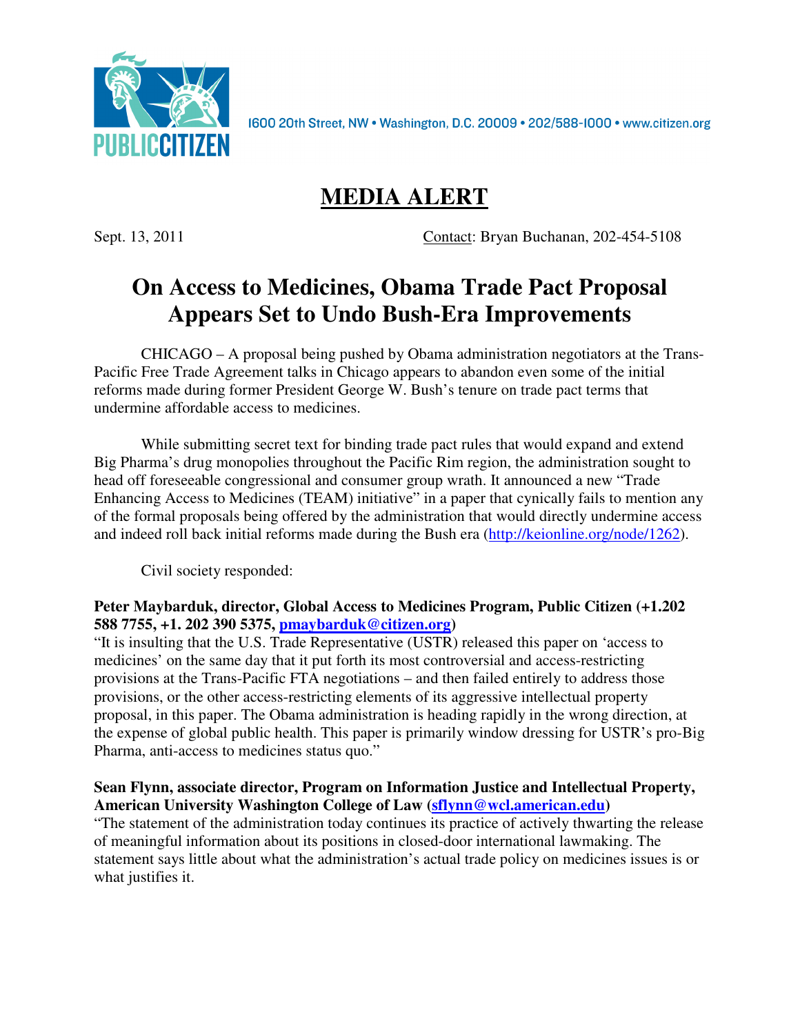PUBLIC CITIZEN

1600 20th Street, NW • Washington, D.C. 20009 • 202/588-1000 • www.citizen.org

# MEDIA ALERT

Sept. 13, 2011 Contact: Bryan Buchanan, 202-454-5108

## On Access to Medicines, Obama Trade Pact Proposal Appears Set to Undo Bush-Era Improvements

CHICAGO – A proposal being pushed by Obama administration negotiators at the Trans-Pacific Free Trade Agreement talks in Chicago appears to abandon even some of the initial reforms made during former President George W. Bush's tenure on trade pact terms that undermine affordable access to medicines.

While submitting secret text for binding trade pact rules that would expand and extend Big Pharma's drug monopolies throughout the Pacific Rim region, the administration sought to head off foreseeable congressional and consumer group wrath. It announced a new "Trade Enhancing Access to Medicines (TEAM) initiative" in a paper that cynically fails to mention any of the formal proposals being offered by the administration that would directly undermine access and indeed roll back initial reforms made during the Bush era (http://keionline.org/node/1262).

Civil society responded:

**Peter Maybarduk, director, Global Access to Medicines Program, Public Citizen (+1.202 588 7755, +1. 202 390 5375, pmaybarduk@citizen.org)**
"It is insulting that the U.S. Trade Representative (USTR) released this paper on 'access to medicines' on the same day that it put forth its most controversial and access-restricting provisions at the Trans-Pacific FTA negotiations – and then failed entirely to address those provisions, or the other access-restricting elements of its aggressive intellectual property proposal, in this paper. The Obama administration is heading rapidly in the wrong direction, at the expense of global public health. This paper is primarily window dressing for USTR's pro-Big Pharma, anti-access to medicines status quo."

**Sean Flynn, associate director, Program on Information Justice and Intellectual Property, American University Washington College of Law (sflynn@wcl.american.edu)**
"The statement of the administration today continues its practice of actively thwarting the release of meaningful information about its positions in closed-door international lawmaking. The statement says little about what the administration's actual trade policy on medicines issues is or what justifies it.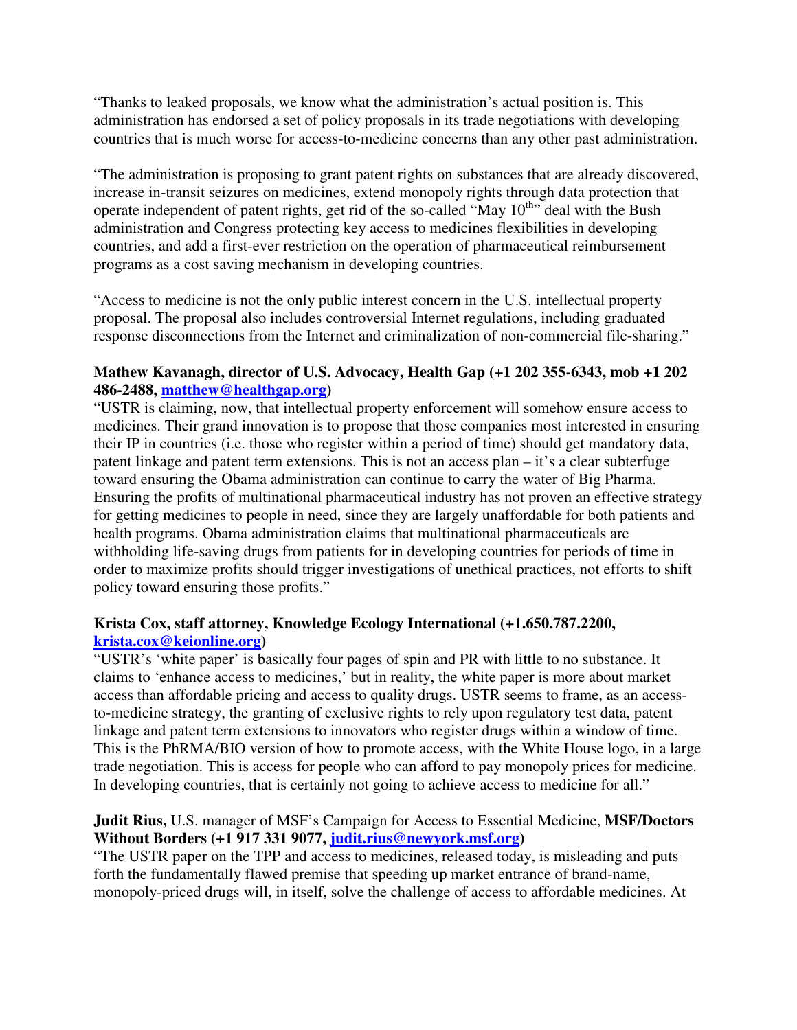"Thanks to leaked proposals, we know what the administration's actual position is. This administration has endorsed a set of policy proposals in its trade negotiations with developing countries that is much worse for access-to-medicine concerns than any other past administration.

"The administration is proposing to grant patent rights on substances that are already discovered, increase in-transit seizures on medicines, extend monopoly rights through data protection that operate independent of patent rights, get rid of the so-called "May 10th" deal with the Bush administration and Congress protecting key access to medicines flexibilities in developing countries, and add a first-ever restriction on the operation of pharmaceutical reimbursement programs as a cost saving mechanism in developing countries.

"Access to medicine is not the only public interest concern in the U.S. intellectual property proposal. The proposal also includes controversial Internet regulations, including graduated response disconnections from the Internet and criminalization of non-commercial file-sharing."

**Mathew Kavanagh, director of U.S. Advocacy, Health Gap (+1 202 355-6343, mob +1 202 486-2488, matthew@healthgap.org)**
"USTR is claiming, now, that intellectual property enforcement will somehow ensure access to medicines. Their grand innovation is to propose that those companies most interested in ensuring their IP in countries (i.e. those who register within a period of time) should get mandatory data, patent linkage and patent term extensions. This is not an access plan – it's a clear subterfuge toward ensuring the Obama administration can continue to carry the water of Big Pharma. Ensuring the profits of multinational pharmaceutical industry has not proven an effective strategy for getting medicines to people in need, since they are largely unaffordable for both patients and health programs. Obama administration claims that multinational pharmaceuticals are withholding life-saving drugs from patients for in developing countries for periods of time in order to maximize profits should trigger investigations of unethical practices, not efforts to shift policy toward ensuring those profits."

**Krista Cox, staff attorney, Knowledge Ecology International (+1.650.787.2200, krista.cox@keionline.org)**
"USTR's 'white paper' is basically four pages of spin and PR with little to no substance. It claims to 'enhance access to medicines,' but in reality, the white paper is more about market access than affordable pricing and access to quality drugs. USTR seems to frame, as an access-to-medicine strategy, the granting of exclusive rights to rely upon regulatory test data, patent linkage and patent term extensions to innovators who register drugs within a window of time. This is the PhRMA/BIO version of how to promote access, with the White House logo, in a large trade negotiation. This is access for people who can afford to pay monopoly prices for medicine. In developing countries, that is certainly not going to achieve access to medicine for all."

**Judit Rius,** U.S. manager of MSF's Campaign for Access to Essential Medicine, **MSF/Doctors Without Borders (+1 917 331 9077, judit.rius@newyork.msf.org)**
"The USTR paper on the TPP and access to medicines, released today, is misleading and puts forth the fundamentally flawed premise that speeding up market entrance of brand-name, monopoly-priced drugs will, in itself, solve the challenge of access to affordable medicines. At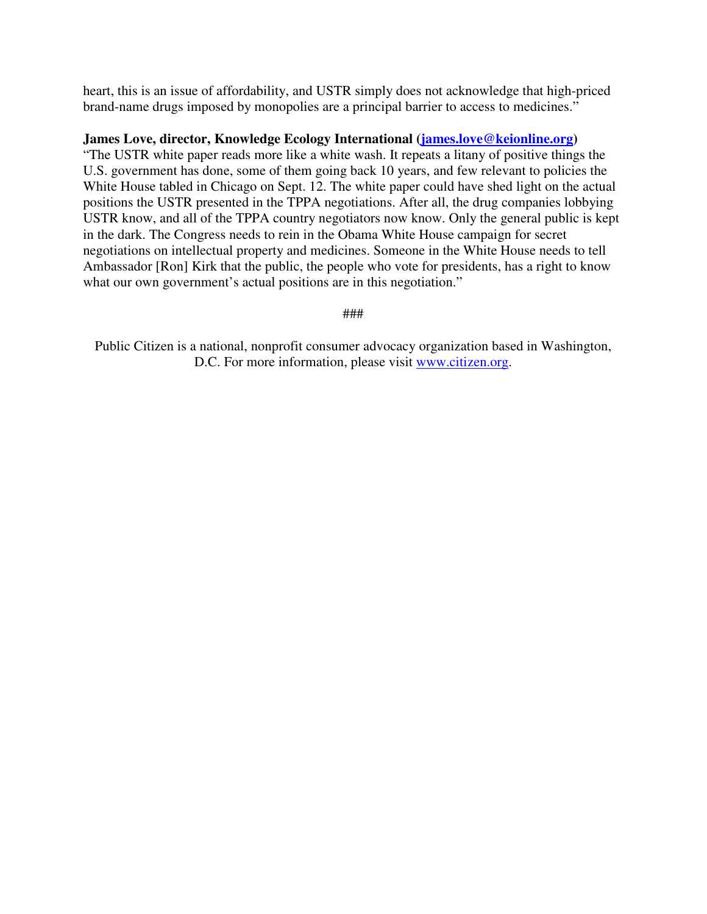heart, this is an issue of affordability, and USTR simply does not acknowledge that high-priced brand-name drugs imposed by monopolies are a principal barrier to access to medicines."

**James Love, director, Knowledge Ecology International ([james.love@keionline.org](mailto:james.love@keionline.org))**
"The USTR white paper reads more like a white wash. It repeats a litany of positive things the U.S. government has done, some of them going back 10 years, and few relevant to policies the White House tabled in Chicago on Sept. 12. The white paper could have shed light on the actual positions the USTR presented in the TPPA negotiations. After all, the drug companies lobbying USTR know, and all of the TPPA country negotiators now know. Only the general public is kept in the dark. The Congress needs to rein in the Obama White House campaign for secret negotiations on intellectual property and medicines. Someone in the White House needs to tell Ambassador [Ron] Kirk that the public, the people who vote for presidents, has a right to know what our own government's actual positions are in this negotiation."

###

Public Citizen is a national, nonprofit consumer advocacy organization based in Washington, D.C. For more information, please visit [www.citizen.org](http://www.citizen.org).